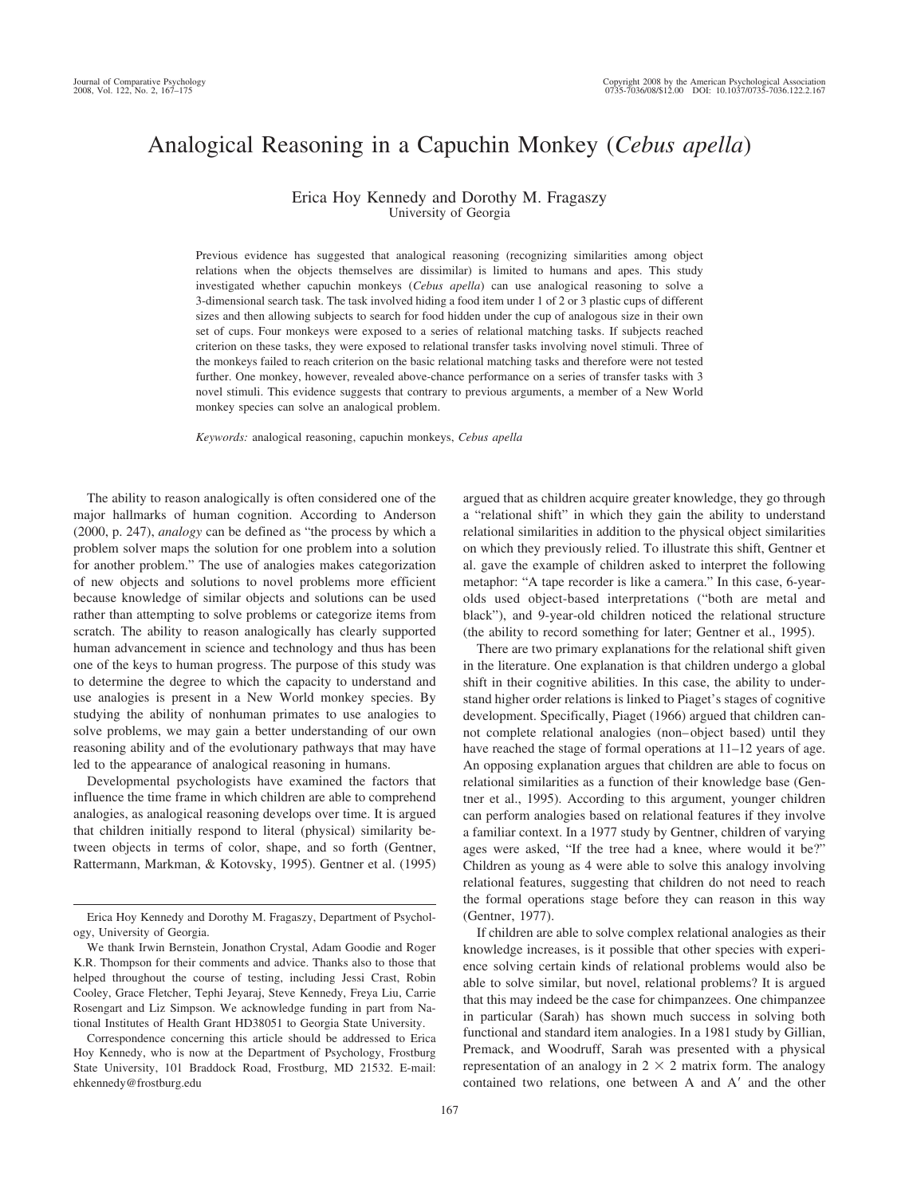# Analogical Reasoning in a Capuchin Monkey (*Cebus apella*)

Erica Hoy Kennedy and Dorothy M. Fragaszy
University of Georgia

Previous evidence has suggested that analogical reasoning (recognizing similarities among object relations when the objects themselves are dissimilar) is limited to humans and apes. This study investigated whether capuchin monkeys (*Cebus apella*) can use analogical reasoning to solve a 3-dimensional search task. The task involved hiding a food item under 1 of 2 or 3 plastic cups of different sizes and then allowing subjects to search for food hidden under the cup of analogous size in their own set of cups. Four monkeys were exposed to a series of relational matching tasks. If subjects reached criterion on these tasks, they were exposed to relational transfer tasks involving novel stimuli. Three of the monkeys failed to reach criterion on the basic relational matching tasks and therefore were not tested further. One monkey, however, revealed above-chance performance on a series of transfer tasks with 3 novel stimuli. This evidence suggests that contrary to previous arguments, a member of a New World monkey species can solve an analogical problem.

*Keywords:* analogical reasoning, capuchin monkeys, *Cebus apella*

The ability to reason analogically is often considered one of the major hallmarks of human cognition. According to Anderson (2000, p. 247), *analogy* can be defined as "the process by which a problem solver maps the solution for one problem into a solution for another problem." The use of analogies makes categorization of new objects and solutions to novel problems more efficient because knowledge of similar objects and solutions can be used rather than attempting to solve problems or categorize items from scratch. The ability to reason analogically has clearly supported human advancement in science and technology and thus has been one of the keys to human progress. The purpose of this study was to determine the degree to which the capacity to understand and use analogies is present in a New World monkey species. By studying the ability of nonhuman primates to use analogies to solve problems, we may gain a better understanding of our own reasoning ability and of the evolutionary pathways that may have led to the appearance of analogical reasoning in humans.

Developmental psychologists have examined the factors that influence the time frame in which children are able to comprehend analogies, as analogical reasoning develops over time. It is argued that children initially respond to literal (physical) similarity between objects in terms of color, shape, and so forth (Gentner, Rattermann, Markman, & Kotovsky, 1995). Gentner et al. (1995) argued that as children acquire greater knowledge, they go through a "relational shift" in which they gain the ability to understand relational similarities in addition to the physical object similarities on which they previously relied. To illustrate this shift, Gentner et al. gave the example of children asked to interpret the following metaphor: "A tape recorder is like a camera." In this case, 6-year-olds used object-based interpretations ("both are metal and black"), and 9-year-old children noticed the relational structure (the ability to record something for later; Gentner et al., 1995).

There are two primary explanations for the relational shift given in the literature. One explanation is that children undergo a global shift in their cognitive abilities. In this case, the ability to understand higher order relations is linked to Piaget's stages of cognitive development. Specifically, Piaget (1966) argued that children cannot complete relational analogies (non–object based) until they have reached the stage of formal operations at 11–12 years of age. An opposing explanation argues that children are able to focus on relational similarities as a function of their knowledge base (Gentner et al., 1995). According to this argument, younger children can perform analogies based on relational features if they involve a familiar context. In a 1977 study by Gentner, children of varying ages were asked, "If the tree had a knee, where would it be?" Children as young as 4 were able to solve this analogy involving relational features, suggesting that children do not need to reach the formal operations stage before they can reason in this way (Gentner, 1977).

If children are able to solve complex relational analogies as their knowledge increases, is it possible that other species with experience solving certain kinds of relational problems would also be able to solve similar, but novel, relational problems? It is argued that this may indeed be the case for chimpanzees. One chimpanzee in particular (Sarah) has shown much success in solving both functional and standard item analogies. In a 1981 study by Gillian, Premack, and Woodruff, Sarah was presented with a physical representation of an analogy in $2 \times 2$ matrix form. The analogy contained two relations, one between A and A′ and the other

---

Erica Hoy Kennedy and Dorothy M. Fragaszy, Department of Psychology, University of Georgia.

We thank Irwin Bernstein, Jonathon Crystal, Adam Goodie and Roger K.R. Thompson for their comments and advice. Thanks also to those that helped throughout the course of testing, including Jessi Crast, Robin Cooley, Grace Fletcher, Tephi Jeyaraj, Steve Kennedy, Freya Liu, Carrie Rosengart and Liz Simpson. We acknowledge funding in part from National Institutes of Health Grant HD38051 to Georgia State University.

Correspondence concerning this article should be addressed to Erica Hoy Kennedy, who is now at the Department of Psychology, Frostburg State University, 101 Braddock Road, Frostburg, MD 21532. E-mail: ehkennedy@frostburg.edu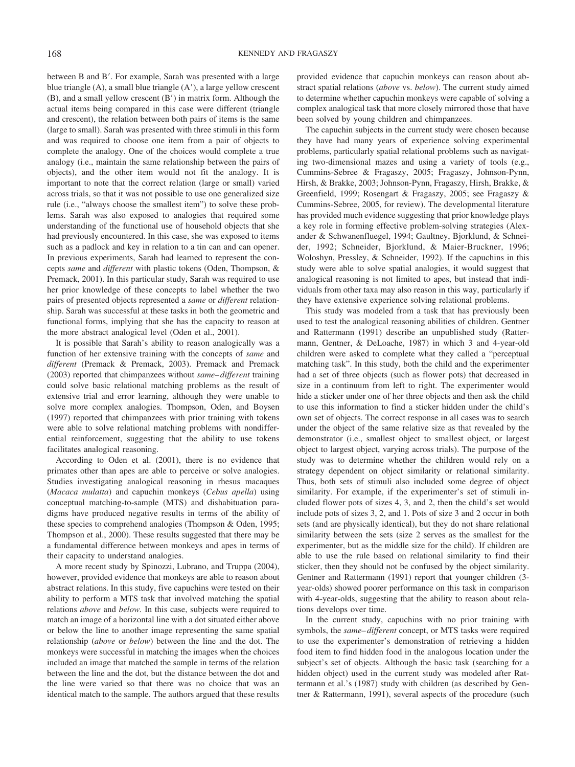between B and B′. For example, Sarah was presented with a large blue triangle (A), a small blue triangle (A′), a large yellow crescent (B), and a small yellow crescent (B′) in matrix form. Although the actual items being compared in this case were different (triangle and crescent), the relation between both pairs of items is the same (large to small). Sarah was presented with three stimuli in this form and was required to choose one item from a pair of objects to complete the analogy. One of the choices would complete a true analogy (i.e., maintain the same relationship between the pairs of objects), and the other item would not fit the analogy. It is important to note that the correct relation (large or small) varied across trials, so that it was not possible to use one generalized size rule (i.e., "always choose the smallest item") to solve these problems. Sarah was also exposed to analogies that required some understanding of the functional use of household objects that she had previously encountered. In this case, she was exposed to items such as a padlock and key in relation to a tin can and can opener. In previous experiments, Sarah had learned to represent the concepts *same* and *different* with plastic tokens (Oden, Thompson, & Premack, 2001). In this particular study, Sarah was required to use her prior knowledge of these concepts to label whether the two pairs of presented objects represented a *same* or *different* relationship. Sarah was successful at these tasks in both the geometric and functional forms, implying that she has the capacity to reason at the more abstract analogical level (Oden et al., 2001).

It is possible that Sarah's ability to reason analogically was a function of her extensive training with the concepts of *same* and *different* (Premack & Premack, 2003). Premack and Premack (2003) reported that chimpanzees without *same–different* training could solve basic relational matching problems as the result of extensive trial and error learning, although they were unable to solve more complex analogies. Thompson, Oden, and Boysen (1997) reported that chimpanzees with prior training with tokens were able to solve relational matching problems with nondifferential reinforcement, suggesting that the ability to use tokens facilitates analogical reasoning.

According to Oden et al. (2001), there is no evidence that primates other than apes are able to perceive or solve analogies. Studies investigating analogical reasoning in rhesus macaques (*Macaca mulatta*) and capuchin monkeys (*Cebus apella*) using conceptual matching-to-sample (MTS) and dishabituation paradigms have produced negative results in terms of the ability of these species to comprehend analogies (Thompson & Oden, 1995; Thompson et al., 2000). These results suggested that there may be a fundamental difference between monkeys and apes in terms of their capacity to understand analogies.

A more recent study by Spinozzi, Lubrano, and Truppa (2004), however, provided evidence that monkeys are able to reason about abstract relations. In this study, five capuchins were tested on their ability to perform a MTS task that involved matching the spatial relations *above* and *below.* In this case, subjects were required to match an image of a horizontal line with a dot situated either above or below the line to another image representing the same spatial relationship (*above* or *below*) between the line and the dot. The monkeys were successful in matching the images when the choices included an image that matched the sample in terms of the relation between the line and the dot, but the distance between the dot and the line were varied so that there was no choice that was an identical match to the sample. The authors argued that these results provided evidence that capuchin monkeys can reason about abstract spatial relations (*above* vs. *below*). The current study aimed to determine whether capuchin monkeys were capable of solving a complex analogical task that more closely mirrored those that have been solved by young children and chimpanzees.

The capuchin subjects in the current study were chosen because they have had many years of experience solving experimental problems, particularly spatial relational problems such as navigating two-dimensional mazes and using a variety of tools (e.g., Cummins-Sebree & Fragaszy, 2005; Fragaszy, Johnson-Pynn, Hirsh, & Brakke, 2003; Johnson-Pynn, Fragaszy, Hirsh, Brakke, & Greenfield, 1999; Rosengart & Fragaszy, 2005; see Fragaszy & Cummins-Sebree, 2005, for review). The developmental literature has provided much evidence suggesting that prior knowledge plays a key role in forming effective problem-solving strategies (Alexander & Schwanenfluegel, 1994; Gaultney, Bjorklund, & Schneider, 1992; Schneider, Bjorklund, & Maier-Bruckner, 1996; Woloshyn, Pressley, & Schneider, 1992). If the capuchins in this study were able to solve spatial analogies, it would suggest that analogical reasoning is not limited to apes, but instead that individuals from other taxa may also reason in this way, particularly if they have extensive experience solving relational problems.

This study was modeled from a task that has previously been used to test the analogical reasoning abilities of children. Gentner and Rattermann (1991) describe an unpublished study (Rattermann, Gentner, & DeLoache, 1987) in which 3 and 4-year-old children were asked to complete what they called a "perceptual matching task". In this study, both the child and the experimenter had a set of three objects (such as flower pots) that decreased in size in a continuum from left to right. The experimenter would hide a sticker under one of her three objects and then ask the child to use this information to find a sticker hidden under the child's own set of objects. The correct response in all cases was to search under the object of the same relative size as that revealed by the demonstrator (i.e., smallest object to smallest object, or largest object to largest object, varying across trials). The purpose of the study was to determine whether the children would rely on a strategy dependent on object similarity or relational similarity. Thus, both sets of stimuli also included some degree of object similarity. For example, if the experimenter's set of stimuli included flower pots of sizes 4, 3, and 2, then the child's set would include pots of sizes 3, 2, and 1. Pots of size 3 and 2 occur in both sets (and are physically identical), but they do not share relational similarity between the sets (size 2 serves as the smallest for the experimenter, but as the middle size for the child). If children are able to use the rule based on relational similarity to find their sticker, then they should not be confused by the object similarity. Gentner and Rattermann (1991) report that younger children (3-year-olds) showed poorer performance on this task in comparison with 4-year-olds, suggesting that the ability to reason about relations develops over time.

In the current study, capuchins with no prior training with symbols, the *same–different* concept, or MTS tasks were required to use the experimenter's demonstration of retrieving a hidden food item to find hidden food in the analogous location under the subject's set of objects. Although the basic task (searching for a hidden object) used in the current study was modeled after Rattermann et al.'s (1987) study with children (as described by Gentner & Rattermann, 1991), several aspects of the procedure (such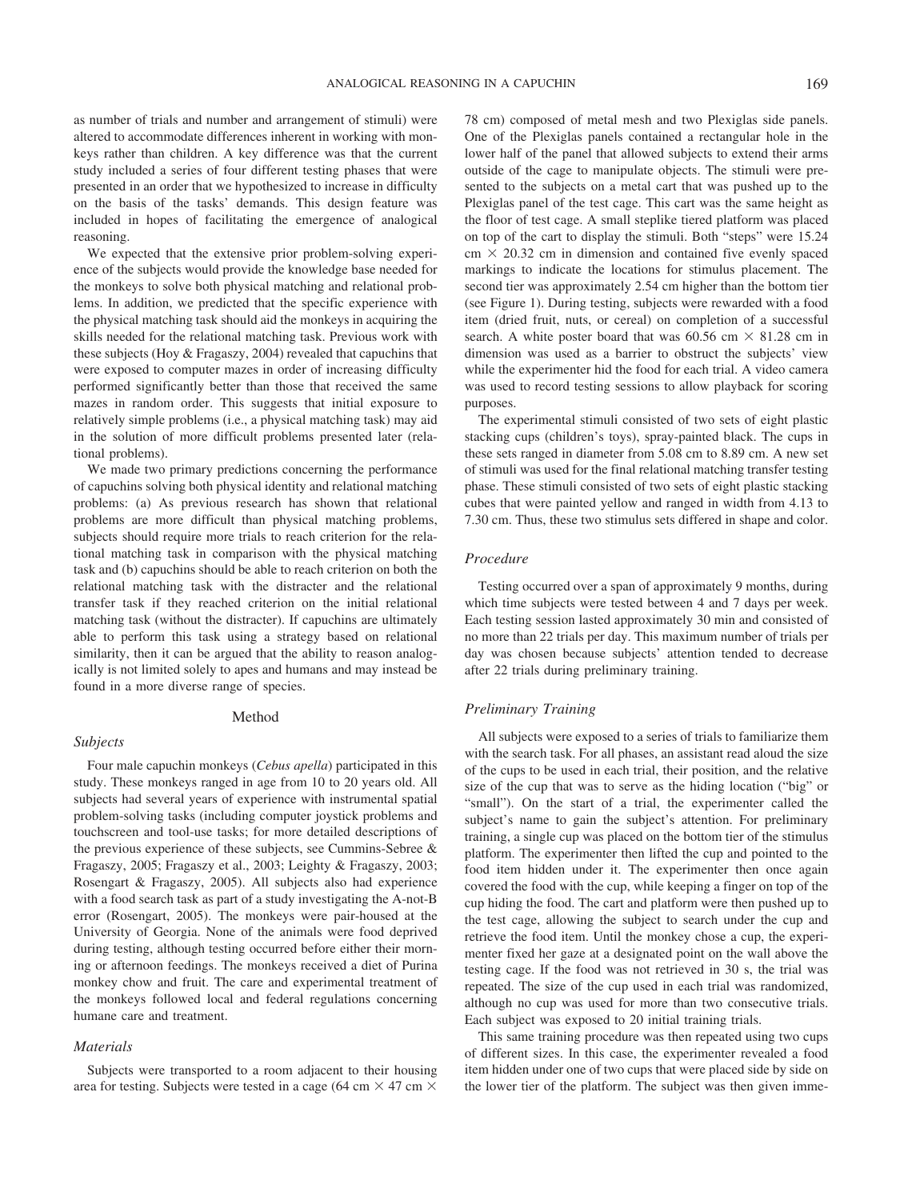as number of trials and number and arrangement of stimuli) were altered to accommodate differences inherent in working with monkeys rather than children. A key difference was that the current study included a series of four different testing phases that were presented in an order that we hypothesized to increase in difficulty on the basis of the tasks' demands. This design feature was included in hopes of facilitating the emergence of analogical reasoning.

We expected that the extensive prior problem-solving experience of the subjects would provide the knowledge base needed for the monkeys to solve both physical matching and relational problems. In addition, we predicted that the specific experience with the physical matching task should aid the monkeys in acquiring the skills needed for the relational matching task. Previous work with these subjects (Hoy & Fragaszy, 2004) revealed that capuchins that were exposed to computer mazes in order of increasing difficulty performed significantly better than those that received the same mazes in random order. This suggests that initial exposure to relatively simple problems (i.e., a physical matching task) may aid in the solution of more difficult problems presented later (relational problems).

We made two primary predictions concerning the performance of capuchins solving both physical identity and relational matching problems: (a) As previous research has shown that relational problems are more difficult than physical matching problems, subjects should require more trials to reach criterion for the relational matching task in comparison with the physical matching task and (b) capuchins should be able to reach criterion on both the relational matching task with the distracter and the relational transfer task if they reached criterion on the initial relational matching task (without the distracter). If capuchins are ultimately able to perform this task using a strategy based on relational similarity, then it can be argued that the ability to reason analogically is not limited solely to apes and humans and may instead be found in a more diverse range of species.

## Method

### Subjects

Four male capuchin monkeys (*Cebus apella*) participated in this study. These monkeys ranged in age from 10 to 20 years old. All subjects had several years of experience with instrumental spatial problem-solving tasks (including computer joystick problems and touchscreen and tool-use tasks; for more detailed descriptions of the previous experience of these subjects, see Cummins-Sebree & Fragaszy, 2005; Fragaszy et al., 2003; Leighty & Fragaszy, 2003; Rosengart & Fragaszy, 2005). All subjects also had experience with a food search task as part of a study investigating the A-not-B error (Rosengart, 2005). The monkeys were pair-housed at the University of Georgia. None of the animals were food deprived during testing, although testing occurred before either their morning or afternoon feedings. The monkeys received a diet of Purina monkey chow and fruit. The care and experimental treatment of the monkeys followed local and federal regulations concerning humane care and treatment.

### Materials

Subjects were transported to a room adjacent to their housing area for testing. Subjects were tested in a cage (64 cm × 47 cm × 78 cm) composed of metal mesh and two Plexiglas side panels. One of the Plexiglas panels contained a rectangular hole in the lower half of the panel that allowed subjects to extend their arms outside of the cage to manipulate objects. The stimuli were presented to the subjects on a metal cart that was pushed up to the Plexiglas panel of the test cage. This cart was the same height as the floor of test cage. A small steplike tiered platform was placed on top of the cart to display the stimuli. Both "steps" were 15.24 cm × 20.32 cm in dimension and contained five evenly spaced markings to indicate the locations for stimulus placement. The second tier was approximately 2.54 cm higher than the bottom tier (see Figure 1). During testing, subjects were rewarded with a food item (dried fruit, nuts, or cereal) on completion of a successful search. A white poster board that was 60.56 cm × 81.28 cm in dimension was used as a barrier to obstruct the subjects' view while the experimenter hid the food for each trial. A video camera was used to record testing sessions to allow playback for scoring purposes.

The experimental stimuli consisted of two sets of eight plastic stacking cups (children's toys), spray-painted black. The cups in these sets ranged in diameter from 5.08 cm to 8.89 cm. A new set of stimuli was used for the final relational matching transfer testing phase. These stimuli consisted of two sets of eight plastic stacking cubes that were painted yellow and ranged in width from 4.13 to 7.30 cm. Thus, these two stimulus sets differed in shape and color.

### Procedure

Testing occurred over a span of approximately 9 months, during which time subjects were tested between 4 and 7 days per week. Each testing session lasted approximately 30 min and consisted of no more than 22 trials per day. This maximum number of trials per day was chosen because subjects' attention tended to decrease after 22 trials during preliminary training.

### Preliminary Training

All subjects were exposed to a series of trials to familiarize them with the search task. For all phases, an assistant read aloud the size of the cups to be used in each trial, their position, and the relative size of the cup that was to serve as the hiding location ("big" or "small"). On the start of a trial, the experimenter called the subject's name to gain the subject's attention. For preliminary training, a single cup was placed on the bottom tier of the stimulus platform. The experimenter then lifted the cup and pointed to the food item hidden under it. The experimenter then once again covered the food with the cup, while keeping a finger on top of the cup hiding the food. The cart and platform were then pushed up to the test cage, allowing the subject to search under the cup and retrieve the food item. Until the monkey chose a cup, the experimenter fixed her gaze at a designated point on the wall above the testing cage. If the food was not retrieved in 30 s, the trial was repeated. The size of the cup used in each trial was randomized, although no cup was used for more than two consecutive trials. Each subject was exposed to 20 initial training trials.

This same training procedure was then repeated using two cups of different sizes. In this case, the experimenter revealed a food item hidden under one of two cups that were placed side by side on the lower tier of the platform. The subject was then given imme-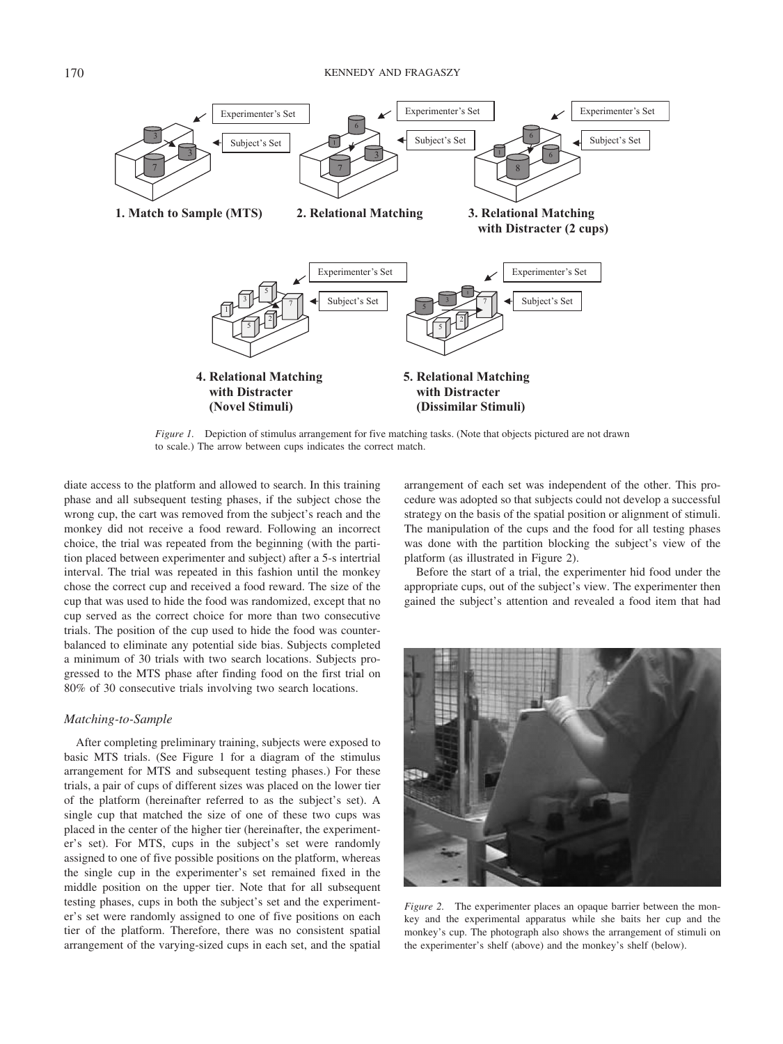*Figure 1.* Depiction of stimulus arrangement for five matching tasks. (Note that objects pictured are not drawn to scale.) The arrow between cups indicates the correct match.

diate access to the platform and allowed to search. In this training phase and all subsequent testing phases, if the subject chose the wrong cup, the cart was removed from the subject's reach and the monkey did not receive a food reward. Following an incorrect choice, the trial was repeated from the beginning (with the partition placed between experimenter and subject) after a 5-s intertrial interval. The trial was repeated in this fashion until the monkey chose the correct cup and received a food reward. The size of the cup that was used to hide the food was randomized, except that no cup served as the correct choice for more than two consecutive trials. The position of the cup used to hide the food was counterbalanced to eliminate any potential side bias. Subjects completed a minimum of 30 trials with two search locations. Subjects progressed to the MTS phase after finding food on the first trial on 80% of 30 consecutive trials involving two search locations.

### *Matching-to-Sample*

After completing preliminary training, subjects were exposed to basic MTS trials. (See Figure 1 for a diagram of the stimulus arrangement for MTS and subsequent testing phases.) For these trials, a pair of cups of different sizes was placed on the lower tier of the platform (hereinafter referred to as the subject's set). A single cup that matched the size of one of these two cups was placed in the center of the higher tier (hereinafter, the experimenter's set). For MTS, cups in the subject's set were randomly assigned to one of five possible positions on the platform, whereas the single cup in the experimenter's set remained fixed in the middle position on the upper tier. Note that for all subsequent testing phases, cups in both the subject's set and the experimenter's set were randomly assigned to one of five positions on each tier of the platform. Therefore, there was no consistent spatial arrangement of the varying-sized cups in each set, and the spatial arrangement of each set was independent of the other. This procedure was adopted so that subjects could not develop a successful strategy on the basis of the spatial position or alignment of stimuli. The manipulation of the cups and the food for all testing phases was done with the partition blocking the subject's view of the platform (as illustrated in Figure 2).

Before the start of a trial, the experimenter hid food under the appropriate cups, out of the subject's view. The experimenter then gained the subject's attention and revealed a food item that had

*Figure 2.* The experimenter places an opaque barrier between the monkey and the experimental apparatus while she baits her cup and the monkey's cup. The photograph also shows the arrangement of stimuli on the experimenter's shelf (above) and the monkey's shelf (below).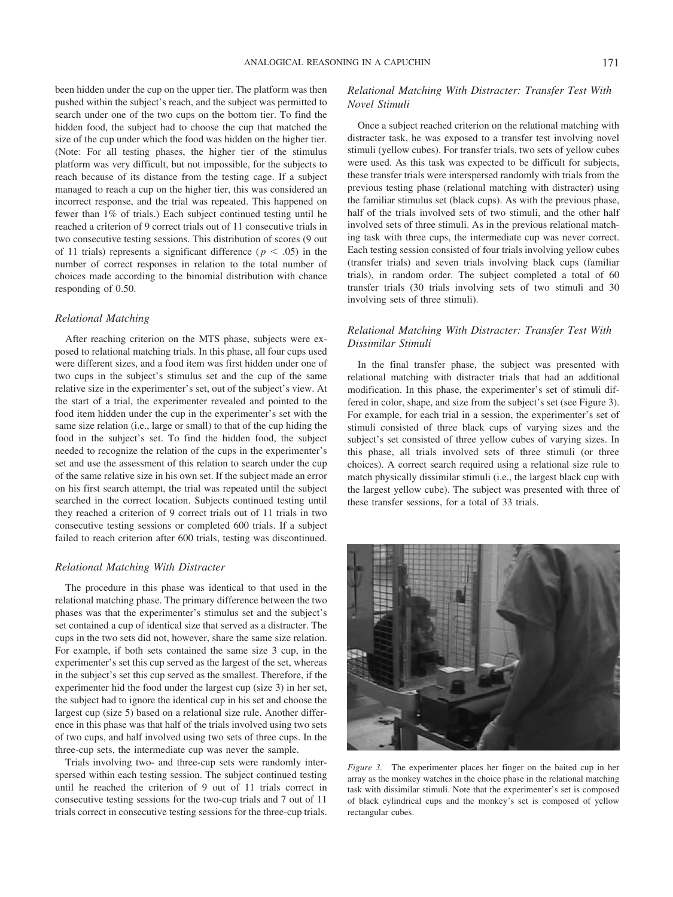been hidden under the cup on the upper tier. The platform was then pushed within the subject's reach, and the subject was permitted to search under one of the two cups on the bottom tier. To find the hidden food, the subject had to choose the cup that matched the size of the cup under which the food was hidden on the higher tier. (Note: For all testing phases, the higher tier of the stimulus platform was very difficult, but not impossible, for the subjects to reach because of its distance from the testing cage. If a subject managed to reach a cup on the higher tier, this was considered an incorrect response, and the trial was repeated. This happened on fewer than 1% of trials.) Each subject continued testing until he reached a criterion of 9 correct trials out of 11 consecutive trials in two consecutive testing sessions. This distribution of scores (9 out of 11 trials) represents a significant difference ($p < .05$) in the number of correct responses in relation to the total number of choices made according to the binomial distribution with chance responding of 0.50.

### *Relational Matching*

After reaching criterion on the MTS phase, subjects were exposed to relational matching trials. In this phase, all four cups used were different sizes, and a food item was first hidden under one of two cups in the subject's stimulus set and the cup of the same relative size in the experimenter's set, out of the subject's view. At the start of a trial, the experimenter revealed and pointed to the food item hidden under the cup in the experimenter's set with the same size relation (i.e., large or small) to that of the cup hiding the food in the subject's set. To find the hidden food, the subject needed to recognize the relation of the cups in the experimenter's set and use the assessment of this relation to search under the cup of the same relative size in his own set. If the subject made an error on his first search attempt, the trial was repeated until the subject searched in the correct location. Subjects continued testing until they reached a criterion of 9 correct trials out of 11 trials in two consecutive testing sessions or completed 600 trials. If a subject failed to reach criterion after 600 trials, testing was discontinued.

### *Relational Matching With Distracter*

The procedure in this phase was identical to that used in the relational matching phase. The primary difference between the two phases was that the experimenter's stimulus set and the subject's set contained a cup of identical size that served as a distracter. The cups in the two sets did not, however, share the same size relation. For example, if both sets contained the same size 3 cup, in the experimenter's set this cup served as the largest of the set, whereas in the subject's set this cup served as the smallest. Therefore, if the experimenter hid the food under the largest cup (size 3) in her set, the subject had to ignore the identical cup in his set and choose the largest cup (size 5) based on a relational size rule. Another difference in this phase was that half of the trials involved using two sets of two cups, and half involved using two sets of three cups. In the three-cup sets, the intermediate cup was never the sample.

Trials involving two- and three-cup sets were randomly interspersed within each testing session. The subject continued testing until he reached the criterion of 9 out of 11 trials correct in consecutive testing sessions for the two-cup trials and 7 out of 11 trials correct in consecutive testing sessions for the three-cup trials.

### *Relational Matching With Distracter: Transfer Test With Novel Stimuli*

Once a subject reached criterion on the relational matching with distracter task, he was exposed to a transfer test involving novel stimuli (yellow cubes). For transfer trials, two sets of yellow cubes were used. As this task was expected to be difficult for subjects, these transfer trials were interspersed randomly with trials from the previous testing phase (relational matching with distracter) using the familiar stimulus set (black cups). As with the previous phase, half of the trials involved sets of two stimuli, and the other half involved sets of three stimuli. As in the previous relational matching task with three cups, the intermediate cup was never correct. Each testing session consisted of four trials involving yellow cubes (transfer trials) and seven trials involving black cups (familiar trials), in random order. The subject completed a total of 60 transfer trials (30 trials involving sets of two stimuli and 30 involving sets of three stimuli).

### *Relational Matching With Distracter: Transfer Test With Dissimilar Stimuli*

In the final transfer phase, the subject was presented with relational matching with distracter trials that had an additional modification. In this phase, the experimenter's set of stimuli differed in color, shape, and size from the subject's set (see Figure 3). For example, for each trial in a session, the experimenter's set of stimuli consisted of three black cups of varying sizes and the subject's set consisted of three yellow cubes of varying sizes. In this phase, all trials involved sets of three stimuli (or three choices). A correct search required using a relational size rule to match physically dissimilar stimuli (i.e., the largest black cup with the largest yellow cube). The subject was presented with three of these transfer sessions, for a total of 33 trials.

*Figure 3.* The experimenter places her finger on the baited cup in her array as the monkey watches in the choice phase in the relational matching task with dissimilar stimuli. Note that the experimenter's set is composed of black cylindrical cups and the monkey's set is composed of yellow rectangular cubes.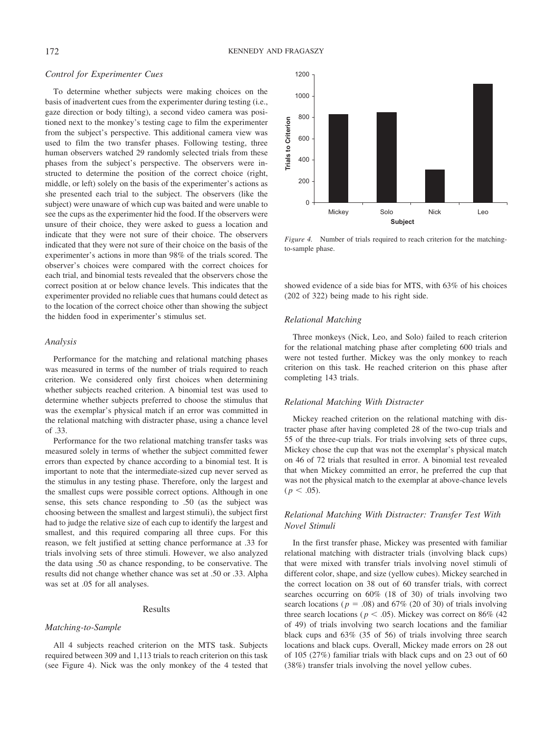### Control for Experimenter Cues

To determine whether subjects were making choices on the basis of inadvertent cues from the experimenter during testing (i.e., gaze direction or body tilting), a second video camera was positioned next to the monkey's testing cage to film the experimenter from the subject's perspective. This additional camera view was used to film the two transfer phases. Following testing, three human observers watched 29 randomly selected trials from these phases from the subject's perspective. The observers were instructed to determine the position of the correct choice (right, middle, or left) solely on the basis of the experimenter's actions as she presented each trial to the subject. The observers (like the subject) were unaware of which cup was baited and were unable to see the cups as the experimenter hid the food. If the observers were unsure of their choice, they were asked to guess a location and indicate that they were not sure of their choice. The observers indicated that they were not sure of their choice on the basis of the experimenter's actions in more than 98% of the trials scored. The observer's choices were compared with the correct choices for each trial, and binomial tests revealed that the observers chose the correct position at or below chance levels. This indicates that the experimenter provided no reliable cues that humans could detect as to the location of the correct choice other than showing the subject the hidden food in experimenter's stimulus set.

### Analysis

Performance for the matching and relational matching phases was measured in terms of the number of trials required to reach criterion. We considered only first choices when determining whether subjects reached criterion. A binomial test was used to determine whether subjects preferred to choose the stimulus that was the exemplar's physical match if an error was committed in the relational matching with distracter phase, using a chance level of .33.

Performance for the two relational matching transfer tasks was measured solely in terms of whether the subject committed fewer errors than expected by chance according to a binomial test. It is important to note that the intermediate-sized cup never served as the stimulus in any testing phase. Therefore, only the largest and the smallest cups were possible correct options. Although in one sense, this sets chance responding to .50 (as the subject was choosing between the smallest and largest stimuli), the subject first had to judge the relative size of each cup to identify the largest and smallest, and this required comparing all three cups. For this reason, we felt justified at setting chance performance at .33 for trials involving sets of three stimuli. However, we also analyzed the data using .50 as chance responding, to be conservative. The results did not change whether chance was set at .50 or .33. Alpha was set at .05 for all analyses.

## Results

### Matching-to-Sample

All 4 subjects reached criterion on the MTS task. Subjects required between 309 and 1,113 trials to reach criterion on this task (see Figure 4). Nick was the only monkey of the 4 tested that showed evidence of a side bias for MTS, with 63% of his choices (202 of 322) being made to his right side.

*Figure 4.* Number of trials required to reach criterion for the matching-to-sample phase.

### Relational Matching

Three monkeys (Nick, Leo, and Solo) failed to reach criterion for the relational matching phase after having completed 600 trials and were not tested further. Mickey was the only monkey to reach criterion on this task. He reached criterion on this phase after completing 143 trials.

### Relational Matching With Distracter

Mickey reached criterion on the relational matching with distracter phase after having completed 28 of the two-cup trials and 55 of the three-cup trials. For trials involving sets of three cups, Mickey chose the cup that was not the exemplar's physical match on 46 of 72 trials that resulted in error. A binomial test revealed that when Mickey committed an error, he preferred the cup that was not the physical match to the exemplar at above-chance levels ($p < .05$).

### Relational Matching With Distracter: Transfer Test With Novel Stimuli

In the first transfer phase, Mickey was presented with familiar relational matching with distracter trials (involving black cups) that were mixed with transfer trials involving novel stimuli of different color, shape, and size (yellow cubes). Mickey searched in the correct location on 38 out of 60 transfer trials, with correct searches occurring on 60% (18 of 30) of trials involving two search locations ($p = .08$) and 67% (20 of 30) of trials involving three search locations ($p < .05$). Mickey was correct on 86% (42 of 49) of trials involving two search locations and the familiar black cups and 63% (35 of 56) of trials involving three search locations and black cups. Overall, Mickey made errors on 28 out of 105 (27%) familiar trials with black cups and on 23 out of 60 (38%) transfer trials involving the novel yellow cubes.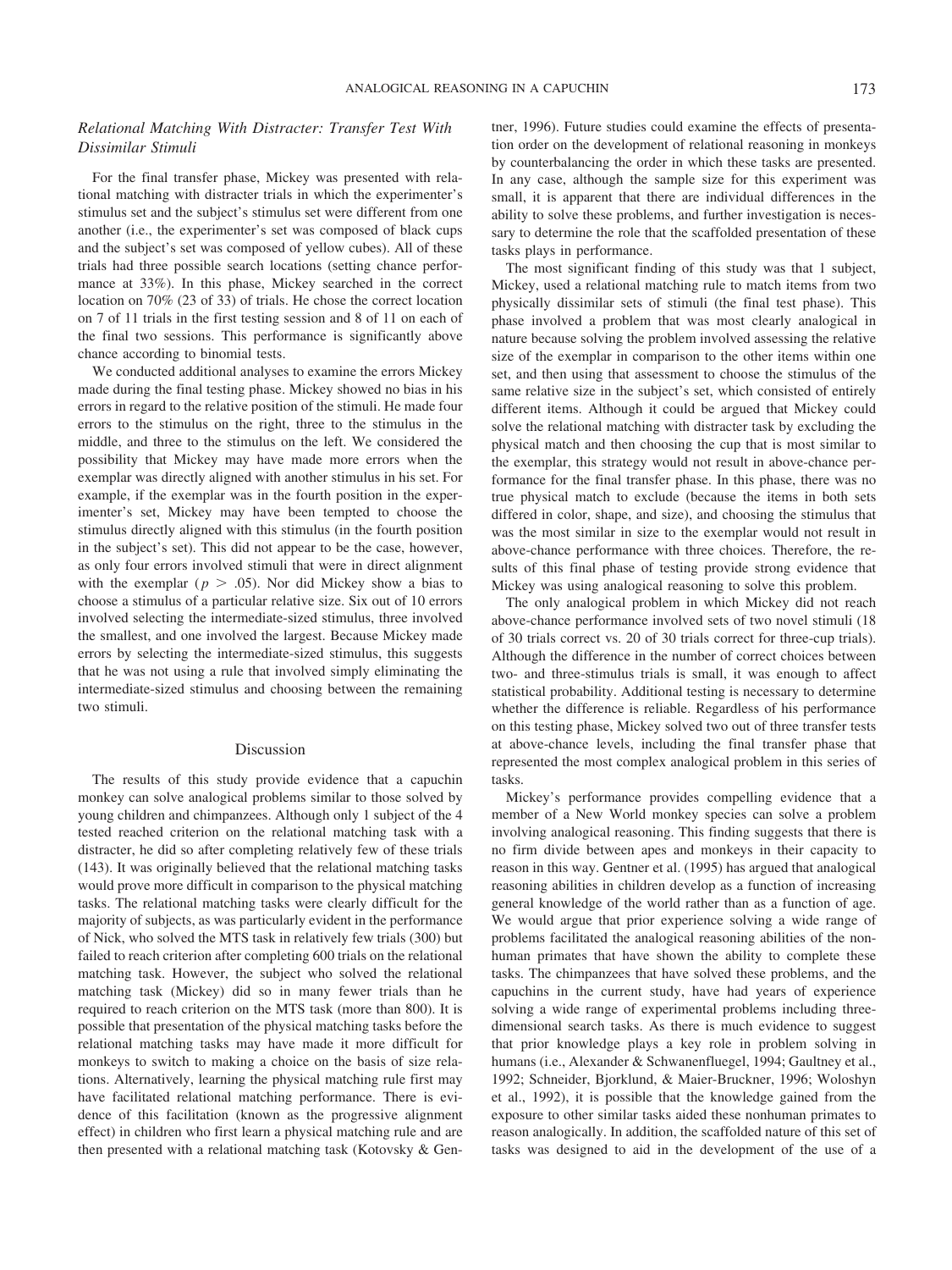### *Relational Matching With Distracter: Transfer Test With Dissimilar Stimuli*

For the final transfer phase, Mickey was presented with relational matching with distracter trials in which the experimenter's stimulus set and the subject's stimulus set were different from one another (i.e., the experimenter's set was composed of black cups and the subject's set was composed of yellow cubes). All of these trials had three possible search locations (setting chance performance at 33%). In this phase, Mickey searched in the correct location on 70% (23 of 33) of trials. He chose the correct location on 7 of 11 trials in the first testing session and 8 of 11 on each of the final two sessions. This performance is significantly above chance according to binomial tests.

We conducted additional analyses to examine the errors Mickey made during the final testing phase. Mickey showed no bias in his errors in regard to the relative position of the stimuli. He made four errors to the stimulus on the right, three to the stimulus in the middle, and three to the stimulus on the left. We considered the possibility that Mickey may have made more errors when the exemplar was directly aligned with another stimulus in his set. For example, if the exemplar was in the fourth position in the experimenter's set, Mickey may have been tempted to choose the stimulus directly aligned with this stimulus (in the fourth position in the subject's set). This did not appear to be the case, however, as only four errors involved stimuli that were in direct alignment with the exemplar ($p > .05$). Nor did Mickey show a bias to choose a stimulus of a particular relative size. Six out of 10 errors involved selecting the intermediate-sized stimulus, three involved the smallest, and one involved the largest. Because Mickey made errors by selecting the intermediate-sized stimulus, this suggests that he was not using a rule that involved simply eliminating the intermediate-sized stimulus and choosing between the remaining two stimuli.

## Discussion

The results of this study provide evidence that a capuchin monkey can solve analogical problems similar to those solved by young children and chimpanzees. Although only 1 subject of the 4 tested reached criterion on the relational matching task with a distracter, he did so after completing relatively few of these trials (143). It was originally believed that the relational matching tasks would prove more difficult in comparison to the physical matching tasks. The relational matching tasks were clearly difficult for the majority of subjects, as was particularly evident in the performance of Nick, who solved the MTS task in relatively few trials (300) but failed to reach criterion after completing 600 trials on the relational matching task. However, the subject who solved the relational matching task (Mickey) did so in many fewer trials than he required to reach criterion on the MTS task (more than 800). It is possible that presentation of the physical matching tasks before the relational matching tasks may have made it more difficult for monkeys to switch to making a choice on the basis of size relations. Alternatively, learning the physical matching rule first may have facilitated relational matching performance. There is evidence of this facilitation (known as the progressive alignment effect) in children who first learn a physical matching rule and are then presented with a relational matching task (Kotovsky & Gentner, 1996). Future studies could examine the effects of presentation order on the development of relational reasoning in monkeys by counterbalancing the order in which these tasks are presented. In any case, although the sample size for this experiment was small, it is apparent that there are individual differences in the ability to solve these problems, and further investigation is necessary to determine the role that the scaffolded presentation of these tasks plays in performance.

The most significant finding of this study was that 1 subject, Mickey, used a relational matching rule to match items from two physically dissimilar sets of stimuli (the final test phase). This phase involved a problem that was most clearly analogical in nature because solving the problem involved assessing the relative size of the exemplar in comparison to the other items within one set, and then using that assessment to choose the stimulus of the same relative size in the subject's set, which consisted of entirely different items. Although it could be argued that Mickey could solve the relational matching with distracter task by excluding the physical match and then choosing the cup that is most similar to the exemplar, this strategy would not result in above-chance performance for the final transfer phase. In this phase, there was no true physical match to exclude (because the items in both sets differed in color, shape, and size), and choosing the stimulus that was the most similar in size to the exemplar would not result in above-chance performance with three choices. Therefore, the results of this final phase of testing provide strong evidence that Mickey was using analogical reasoning to solve this problem.

The only analogical problem in which Mickey did not reach above-chance performance involved sets of two novel stimuli (18 of 30 trials correct vs. 20 of 30 trials correct for three-cup trials). Although the difference in the number of correct choices between two- and three-stimulus trials is small, it was enough to affect statistical probability. Additional testing is necessary to determine whether the difference is reliable. Regardless of his performance on this testing phase, Mickey solved two out of three transfer tests at above-chance levels, including the final transfer phase that represented the most complex analogical problem in this series of tasks.

Mickey's performance provides compelling evidence that a member of a New World monkey species can solve a problem involving analogical reasoning. This finding suggests that there is no firm divide between apes and monkeys in their capacity to reason in this way. Gentner et al. (1995) has argued that analogical reasoning abilities in children develop as a function of increasing general knowledge of the world rather than as a function of age. We would argue that prior experience solving a wide range of problems facilitated the analogical reasoning abilities of the nonhuman primates that have shown the ability to complete these tasks. The chimpanzees that have solved these problems, and the capuchins in the current study, have had years of experience solving a wide range of experimental problems including three-dimensional search tasks. As there is much evidence to suggest that prior knowledge plays a key role in problem solving in humans (i.e., Alexander & Schwanenfluegel, 1994; Gaultney et al., 1992; Schneider, Bjorklund, & Maier-Bruckner, 1996; Woloshyn et al., 1992), it is possible that the knowledge gained from the exposure to other similar tasks aided these nonhuman primates to reason analogically. In addition, the scaffolded nature of this set of tasks was designed to aid in the development of the use of a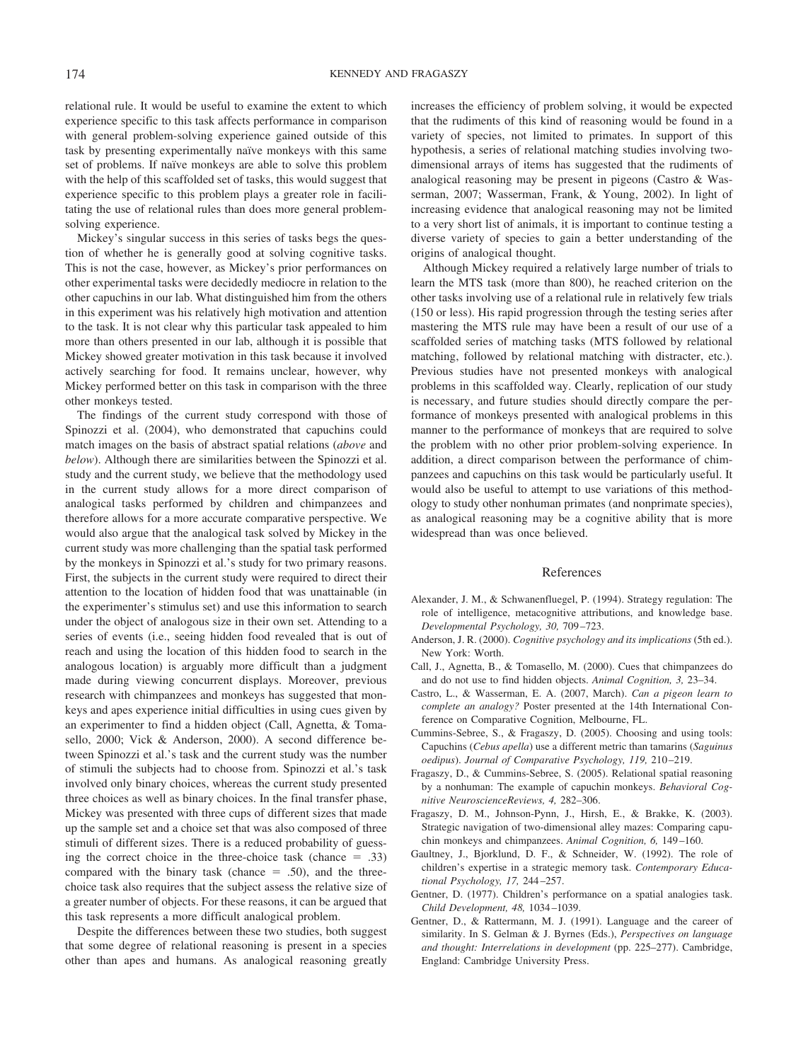relational rule. It would be useful to examine the extent to which experience specific to this task affects performance in comparison with general problem-solving experience gained outside of this task by presenting experimentally naïve monkeys with this same set of problems. If naïve monkeys are able to solve this problem with the help of this scaffolded set of tasks, this would suggest that experience specific to this problem plays a greater role in facilitating the use of relational rules than does more general problem-solving experience.

Mickey's singular success in this series of tasks begs the question of whether he is generally good at solving cognitive tasks. This is not the case, however, as Mickey's prior performances on other experimental tasks were decidedly mediocre in relation to the other capuchins in our lab. What distinguished him from the others in this experiment was his relatively high motivation and attention to the task. It is not clear why this particular task appealed to him more than others presented in our lab, although it is possible that Mickey showed greater motivation in this task because it involved actively searching for food. It remains unclear, however, why Mickey performed better on this task in comparison with the three other monkeys tested.

The findings of the current study correspond with those of Spinozzi et al. (2004), who demonstrated that capuchins could match images on the basis of abstract spatial relations (*above* and *below*). Although there are similarities between the Spinozzi et al. study and the current study, we believe that the methodology used in the current study allows for a more direct comparison of analogical tasks performed by children and chimpanzees and therefore allows for a more accurate comparative perspective. We would also argue that the analogical task solved by Mickey in the current study was more challenging than the spatial task performed by the monkeys in Spinozzi et al.'s study for two primary reasons. First, the subjects in the current study were required to direct their attention to the location of hidden food that was unattainable (in the experimenter's stimulus set) and use this information to search under the object of analogous size in their own set. Attending to a series of events (i.e., seeing hidden food revealed that is out of reach and using the location of this hidden food to search in the analogous location) is arguably more difficult than a judgment made during viewing concurrent displays. Moreover, previous research with chimpanzees and monkeys has suggested that monkeys and apes experience initial difficulties in using cues given by an experimenter to find a hidden object (Call, Agnetta, & Tomasello, 2000; Vick & Anderson, 2000). A second difference between Spinozzi et al.'s task and the current study was the number of stimuli the subjects had to choose from. Spinozzi et al.'s task involved only binary choices, whereas the current study presented three choices as well as binary choices. In the final transfer phase, Mickey was presented with three cups of different sizes that made up the sample set and a choice set that was also composed of three stimuli of different sizes. There is a reduced probability of guessing the correct choice in the three-choice task (chance = .33) compared with the binary task (chance = .50), and the three-choice task also requires that the subject assess the relative size of a greater number of objects. For these reasons, it can be argued that this task represents a more difficult analogical problem.

Despite the differences between these two studies, both suggest that some degree of relational reasoning is present in a species other than apes and humans. As analogical reasoning greatly increases the efficiency of problem solving, it would be expected that the rudiments of this kind of reasoning would be found in a variety of species, not limited to primates. In support of this hypothesis, a series of relational matching studies involving two-dimensional arrays of items has suggested that the rudiments of analogical reasoning may be present in pigeons (Castro & Wasserman, 2007; Wasserman, Frank, & Young, 2002). In light of increasing evidence that analogical reasoning may not be limited to a very short list of animals, it is important to continue testing a diverse variety of species to gain a better understanding of the origins of analogical thought.

Although Mickey required a relatively large number of trials to learn the MTS task (more than 800), he reached criterion on the other tasks involving use of a relational rule in relatively few trials (150 or less). His rapid progression through the testing series after mastering the MTS rule may have been a result of our use of a scaffolded series of matching tasks (MTS followed by relational matching, followed by relational matching with distracter, etc.). Previous studies have not presented monkeys with analogical problems in this scaffolded way. Clearly, replication of our study is necessary, and future studies should directly compare the performance of monkeys presented with analogical problems in this manner to the performance of monkeys that are required to solve the problem with no other prior problem-solving experience. In addition, a direct comparison between the performance of chimpanzees and capuchins on this task would be particularly useful. It would also be useful to attempt to use variations of this methodology to study other nonhuman primates (and nonprimate species), as analogical reasoning may be a cognitive ability that is more widespread than was once believed.

## References

Alexander, J. M., & Schwanenfluegel, P. (1994). Strategy regulation: The role of intelligence, metacognitive attributions, and knowledge base. *Developmental Psychology, 30,* 709–723.

Anderson, J. R. (2000). *Cognitive psychology and its implications* (5th ed.). New York: Worth.

Call, J., Agnetta, B., & Tomasello, M. (2000). Cues that chimpanzees do and do not use to find hidden objects. *Animal Cognition, 3,* 23–34.

Castro, L., & Wasserman, E. A. (2007, March). *Can a pigeon learn to complete an analogy?* Poster presented at the 14th International Conference on Comparative Cognition, Melbourne, FL.

Cummins-Sebree, S., & Fragaszy, D. (2005). Choosing and using tools: Capuchins (*Cebus apella*) use a different metric than tamarins (*Saguinus oedipus*). *Journal of Comparative Psychology, 119,* 210–219.

Fragaszy, D., & Cummins-Sebree, S. (2005). Relational spatial reasoning by a nonhuman: The example of capuchin monkeys. *Behavioral Cognitive NeuroscienceReviews, 4,* 282–306.

Fragaszy, D. M., Johnson-Pynn, J., Hirsh, E., & Brakke, K. (2003). Strategic navigation of two-dimensional alley mazes: Comparing capuchin monkeys and chimpanzees. *Animal Cognition, 6,* 149–160.

Gaultney, J., Bjorklund, D. F., & Schneider, W. (1992). The role of children's expertise in a strategic memory task. *Contemporary Educational Psychology, 17,* 244–257.

Gentner, D. (1977). Children's performance on a spatial analogies task. *Child Development, 48,* 1034–1039.

Gentner, D., & Rattermann, M. J. (1991). Language and the career of similarity. In S. Gelman & J. Byrnes (Eds.), *Perspectives on language and thought: Interrelations in development* (pp. 225–277). Cambridge, England: Cambridge University Press.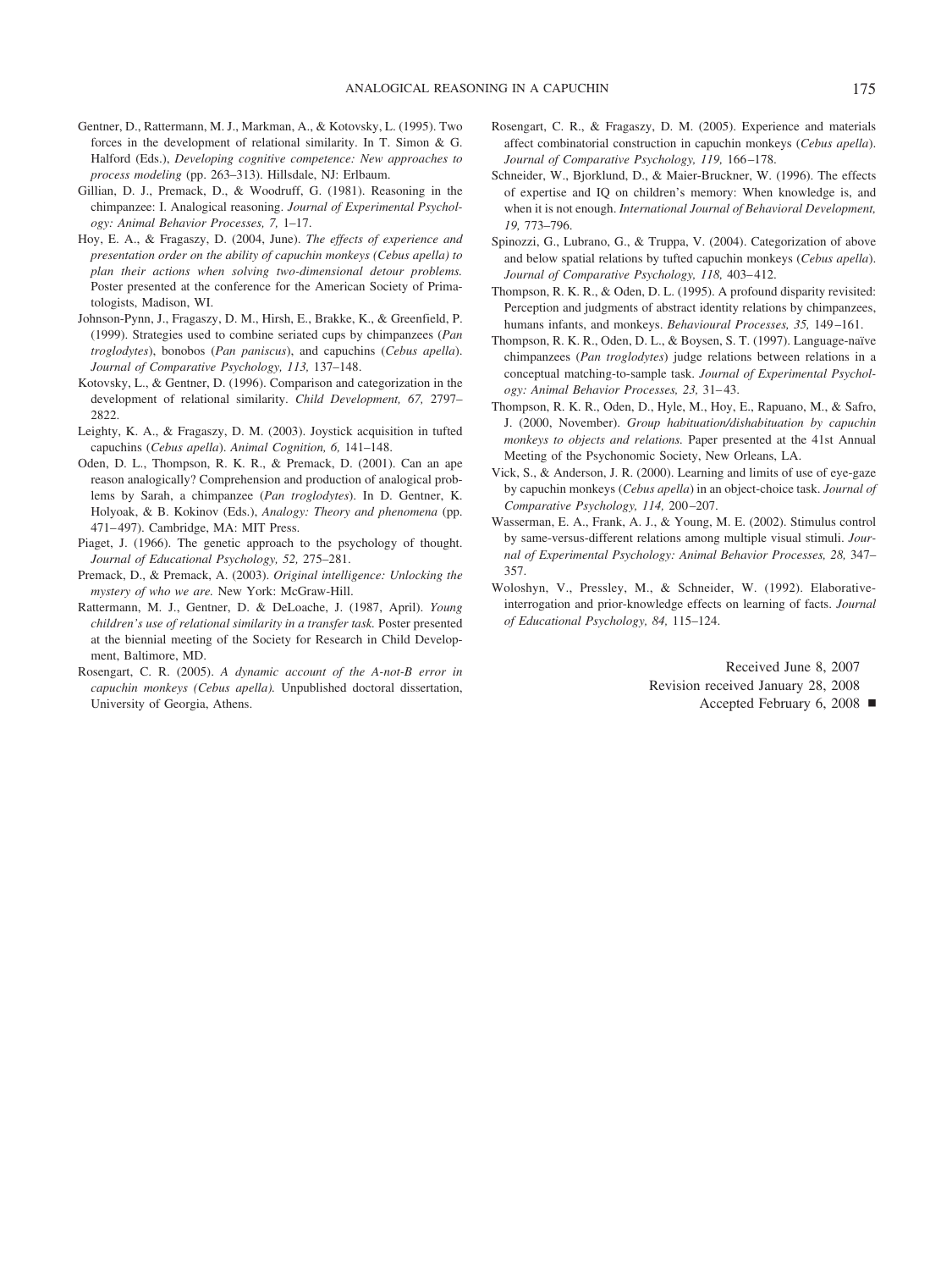Gentner, D., Rattermann, M. J., Markman, A., & Kotovsky, L. (1995). Two forces in the development of relational similarity. In T. Simon & G. Halford (Eds.), *Developing cognitive competence: New approaches to process modeling* (pp. 263–313). Hillsdale, NJ: Erlbaum.

Gillian, D. J., Premack, D., & Woodruff, G. (1981). Reasoning in the chimpanzee: I. Analogical reasoning. *Journal of Experimental Psychology: Animal Behavior Processes, 7,* 1–17.

Hoy, E. A., & Fragaszy, D. (2004, June). *The effects of experience and presentation order on the ability of capuchin monkeys (Cebus apella) to plan their actions when solving two-dimensional detour problems.* Poster presented at the conference for the American Society of Primatologists, Madison, WI.

Johnson-Pynn, J., Fragaszy, D. M., Hirsh, E., Brakke, K., & Greenfield, P. (1999). Strategies used to combine seriated cups by chimpanzees (*Pan troglodytes*), bonobos (*Pan paniscus*), and capuchins (*Cebus apella*). *Journal of Comparative Psychology, 113,* 137–148.

Kotovsky, L., & Gentner, D. (1996). Comparison and categorization in the development of relational similarity. *Child Development, 67,* 2797–2822.

Leighty, K. A., & Fragaszy, D. M. (2003). Joystick acquisition in tufted capuchins (*Cebus apella*). *Animal Cognition, 6,* 141–148.

Oden, D. L., Thompson, R. K. R., & Premack, D. (2001). Can an ape reason analogically? Comprehension and production of analogical problems by Sarah, a chimpanzee (*Pan troglodytes*). In D. Gentner, K. Holyoak, & B. Kokinov (Eds.), *Analogy: Theory and phenomena* (pp. 471–497). Cambridge, MA: MIT Press.

Piaget, J. (1966). The genetic approach to the psychology of thought. *Journal of Educational Psychology, 52,* 275–281.

Premack, D., & Premack, A. (2003). *Original intelligence: Unlocking the mystery of who we are.* New York: McGraw-Hill.

Rattermann, M. J., Gentner, D. & DeLoache, J. (1987, April). *Young children's use of relational similarity in a transfer task.* Poster presented at the biennial meeting of the Society for Research in Child Development, Baltimore, MD.

Rosengart, C. R. (2005). *A dynamic account of the A-not-B error in capuchin monkeys (Cebus apella).* Unpublished doctoral dissertation, University of Georgia, Athens.

Rosengart, C. R., & Fragaszy, D. M. (2005). Experience and materials affect combinatorial construction in capuchin monkeys (*Cebus apella*). *Journal of Comparative Psychology, 119,* 166–178.

Schneider, W., Bjorklund, D., & Maier-Bruckner, W. (1996). The effects of expertise and IQ on children's memory: When knowledge is, and when it is not enough. *International Journal of Behavioral Development, 19,* 773–796.

Spinozzi, G., Lubrano, G., & Truppa, V. (2004). Categorization of above and below spatial relations by tufted capuchin monkeys (*Cebus apella*). *Journal of Comparative Psychology, 118,* 403–412.

Thompson, R. K. R., & Oden, D. L. (1995). A profound disparity revisited: Perception and judgments of abstract identity relations by chimpanzees, humans infants, and monkeys. *Behavioural Processes, 35,* 149–161.

Thompson, R. K. R., Oden, D. L., & Boysen, S. T. (1997). Language-naïve chimpanzees (*Pan troglodytes*) judge relations between relations in a conceptual matching-to-sample task. *Journal of Experimental Psychology: Animal Behavior Processes, 23,* 31–43.

Thompson, R. K. R., Oden, D., Hyle, M., Hoy, E., Rapuano, M., & Safro, J. (2000, November). *Group habituation/dishabituation by capuchin monkeys to objects and relations.* Paper presented at the 41st Annual Meeting of the Psychonomic Society, New Orleans, LA.

Vick, S., & Anderson, J. R. (2000). Learning and limits of use of eye-gaze by capuchin monkeys (*Cebus apella*) in an object-choice task. *Journal of Comparative Psychology, 114,* 200–207.

Wasserman, E. A., Frank, A. J., & Young, M. E. (2002). Stimulus control by same-versus-different relations among multiple visual stimuli. *Journal of Experimental Psychology: Animal Behavior Processes, 28,* 347–357.

Woloshyn, V., Pressley, M., & Schneider, W. (1992). Elaborative-interrogation and prior-knowledge effects on learning of facts. *Journal of Educational Psychology, 84,* 115–124.

Received June 8, 2007
Revision received January 28, 2008
Accepted February 6, 2008 ■